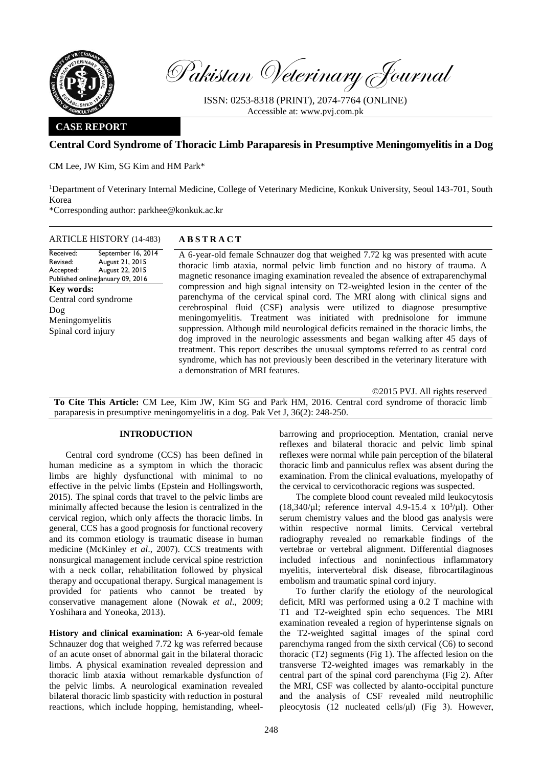Pakistan Veterinary Journal

ISSN: 0253-8318 (PRINT), 2074-7764 (ONLINE)
Accessible at: www.pvj.com.pk

**CASE REPORT**

# Central Cord Syndrome of Thoracic Limb Paraparesis in Presumptive Meningomyelitis in a Dog

CM Lee, JW Kim, SG Kim and HM Park*

[1]Department of Veterinary Internal Medicine, College of Veterinary Medicine, Konkuk University, Seoul 143-701, South Korea
*Corresponding author: parkhee@konkuk.ac.kr

**ARTICLE HISTORY** (14-483)

Received: September 16, 2014
Revised: August 21, 2015
Accepted: August 22, 2015
Published online: January 09, 2016

**Key words:**
Central cord syndrome
Dog
Meningomyelitis
Spinal cord injury

**ABSTRACT**

A 6-year-old female Schnauzer dog that weighed 7.72 kg was presented with acute thoracic limb ataxia, normal pelvic limb function and no history of trauma. A magnetic resonance imaging examination revealed the absence of extraparenchymal compression and high signal intensity on T2-weighted lesion in the center of the parenchyma of the cervical spinal cord. The MRI along with clinical signs and cerebrospinal fluid (CSF) analysis were utilized to diagnose presumptive meningomyelitis. Treatment was initiated with prednisolone for immune suppression. Although mild neurological deficits remained in the thoracic limbs, the dog improved in the neurologic assessments and began walking after 45 days of treatment. This report describes the unusual symptoms referred to as central cord syndrome, which has not previously been described in the veterinary literature with a demonstration of MRI features.

©2015 PVJ. All rights reserved

**To Cite This Article:** CM Lee, Kim JW, Kim SG and Park HM, 2016. Central cord syndrome of thoracic limb paraparesis in presumptive meningomyelitis in a dog. Pak Vet J, 36(2): 248-250.

## INTRODUCTION

Central cord syndrome (CCS) has been defined in human medicine as a symptom in which the thoracic limbs are highly dysfunctional with minimal to no effective in the pelvic limbs (Epstein and Hollingsworth, 2015). The spinal cords that travel to the pelvic limbs are minimally affected because the lesion is centralized in the cervical region, which only affects the thoracic limbs. In general, CCS has a good prognosis for functional recovery and its common etiology is traumatic disease in human medicine (McKinley *et al*., 2007). CCS treatments with nonsurgical management include cervical spine restriction with a neck collar, rehabilitation followed by physical therapy and occupational therapy. Surgical management is provided for patients who cannot be treated by conservative management alone (Nowak *et al*., 2009; Yoshihara and Yoneoka, 2013).

**History and clinical examination:** A 6-year-old female Schnauzer dog that weighed 7.72 kg was referred because of an acute onset of abnormal gait in the bilateral thoracic limbs. A physical examination revealed depression and thoracic limb ataxia without remarkable dysfunction of the pelvic limbs. A neurological examination revealed bilateral thoracic limb spasticity with reduction in postural reactions, which include hopping, hemistanding, wheel-barrowing and proprioception. Mentation, cranial nerve reflexes and bilateral thoracic and pelvic limb spinal reflexes were normal while pain perception of the bilateral thoracic limb and panniculus reflex was absent during the examination. From the clinical evaluations, myelopathy of the cervical to cervicothoracic regions was suspected.

The complete blood count revealed mild leukocytosis (18,340/μl; reference interval 4.9-15.4 x $10^3$/μl). Other serum chemistry values and the blood gas analysis were within respective normal limits. Cervical vertebral radiography revealed no remarkable findings of the vertebrae or vertebral alignment. Differential diagnoses included infectious and noninfectious inflammatory myelitis, intervertebral disk disease, fibrocartilaginous embolism and traumatic spinal cord injury.

To further clarify the etiology of the neurological deficit, MRI was performed using a 0.2 T machine with T1 and T2-weighted spin echo sequences. The MRI examination revealed a region of hyperintense signals on the T2-weighted sagittal images of the spinal cord parenchyma ranged from the sixth cervical (C6) to second thoracic (T2) segments (Fig 1). The affected lesion on the transverse T2-weighted images was remarkably in the central part of the spinal cord parenchyma (Fig 2). After the MRI, CSF was collected by alanto-occipital puncture and the analysis of CSF revealed mild neutrophilic pleocytosis (12 nucleated cells/μl) (Fig 3). However,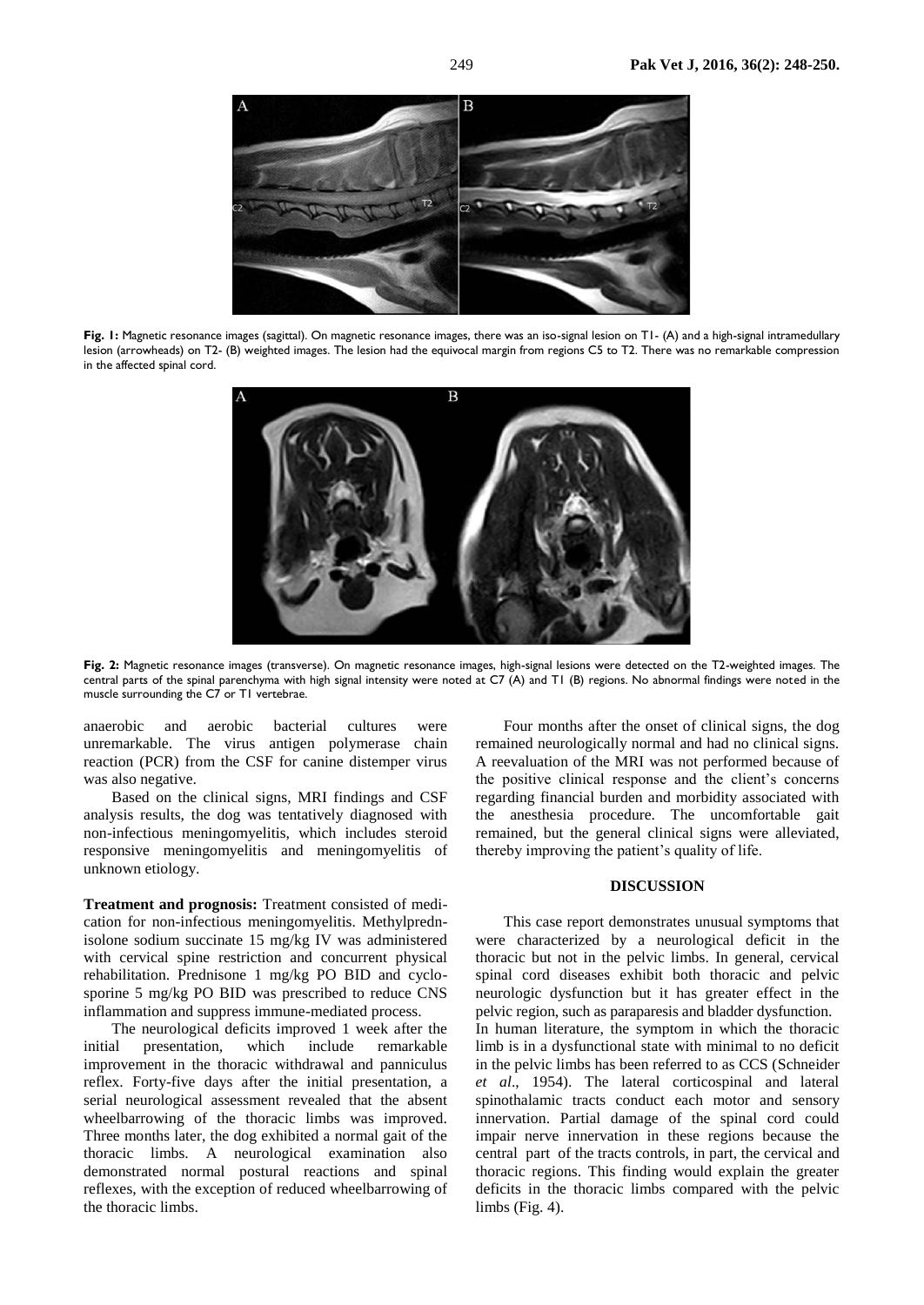**Fig. 1:** Magnetic resonance images (sagittal). On magnetic resonance images, there was an iso-signal lesion on T1- (A) and a high-signal intramedullary lesion (arrowheads) on T2- (B) weighted images. The lesion had the equivocal margin from regions C5 to T2. There was no remarkable compression in the affected spinal cord.

**Fig. 2:** Magnetic resonance images (transverse). On magnetic resonance images, high-signal lesions were detected on the T2-weighted images. The central parts of the spinal parenchyma with high signal intensity were noted at C7 (A) and T1 (B) regions. No abnormal findings were noted in the muscle surrounding the C7 or T1 vertebrae.

anaerobic and aerobic bacterial cultures were unremarkable. The virus antigen polymerase chain reaction (PCR) from the CSF for canine distemper virus was also negative.

Based on the clinical signs, MRI findings and CSF analysis results, the dog was tentatively diagnosed with non-infectious meningomyelitis, which includes steroid responsive meningomyelitis and meningomyelitis of unknown etiology.

**Treatment and prognosis:** Treatment consisted of medication for non-infectious meningomyelitis. Methylprednisolone sodium succinate 15 mg/kg IV was administered with cervical spine restriction and concurrent physical rehabilitation. Prednisone 1 mg/kg PO BID and cyclosporine 5 mg/kg PO BID was prescribed to reduce CNS inflammation and suppress immune-mediated process.

The neurological deficits improved 1 week after the initial presentation, which include remarkable improvement in the thoracic withdrawal and panniculus reflex. Forty-five days after the initial presentation, a serial neurological assessment revealed that the absent wheelbarrowing of the thoracic limbs was improved. Three months later, the dog exhibited a normal gait of the thoracic limbs. A neurological examination also demonstrated normal postural reactions and spinal reflexes, with the exception of reduced wheelbarrowing of the thoracic limbs.

Four months after the onset of clinical signs, the dog remained neurologically normal and had no clinical signs. A reevaluation of the MRI was not performed because of the positive clinical response and the client's concerns regarding financial burden and morbidity associated with the anesthesia procedure. The uncomfortable gait remained, but the general clinical signs were alleviated, thereby improving the patient's quality of life.

## DISCUSSION

This case report demonstrates unusual symptoms that were characterized by a neurological deficit in the thoracic but not in the pelvic limbs. In general, cervical spinal cord diseases exhibit both thoracic and pelvic neurologic dysfunction but it has greater effect in the pelvic region, such as paraparesis and bladder dysfunction. In human literature, the symptom in which the thoracic limb is in a dysfunctional state with minimal to no deficit in the pelvic limbs has been referred to as CCS (Schneider *et al*., 1954). The lateral corticospinal and lateral spinothalamic tracts conduct each motor and sensory innervation. Partial damage of the spinal cord could impair nerve innervation in these regions because the central part of the tracts controls, in part, the cervical and thoracic regions. This finding would explain the greater deficits in the thoracic limbs compared with the pelvic limbs (Fig. 4).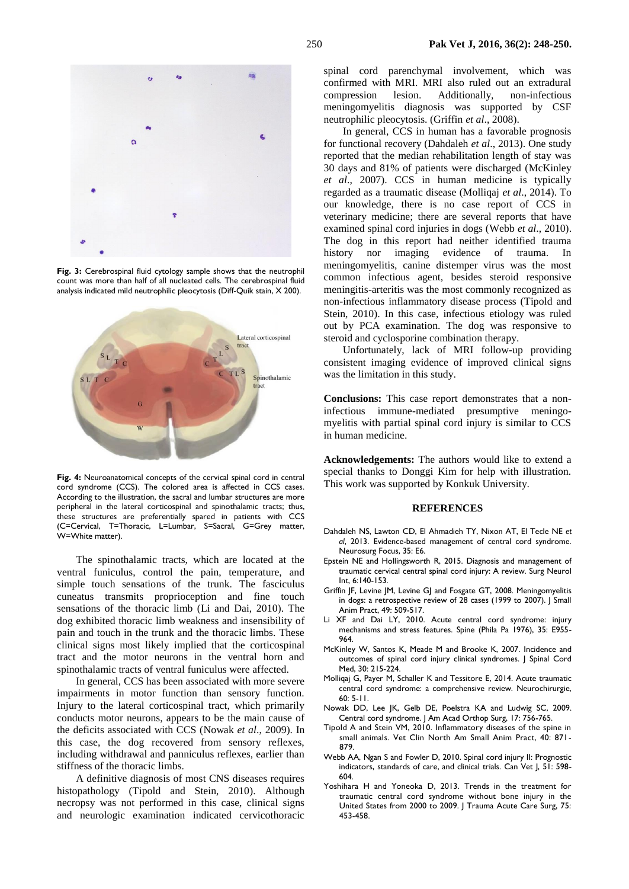Fig. 3: Cerebrospinal fluid cytology sample shows that the neutrophil count was more than half of all nucleated cells. The cerebrospinal fluid analysis indicated mild neutrophilic pleocytosis (Diff-Quik stain, X 200).

Lateral corticospinal tract

Spinothalamic tract

S L T C

C T L S

G

W

Fig. 4: Neuroanatomical concepts of the cervical spinal cord in central cord syndrome (CCS). The colored area is affected in CCS cases. According to the illustration, the sacral and lumbar structures are more peripheral in the lateral corticospinal and spinothalamic tracts; thus, these structures are preferentially spared in patients with CCS (C=Cervical, T=Thoracic, L=Lumbar, S=Sacral, G=Grey matter, W=White matter).

The spinothalamic tracts, which are located at the ventral funiculus, control the pain, temperature, and simple touch sensations of the trunk. The fasciculus cuneatus transmits proprioception and fine touch sensations of the thoracic limb (Li and Dai, 2010). The dog exhibited thoracic limb weakness and insensibility of pain and touch in the trunk and the thoracic limbs. These clinical signs most likely implied that the corticospinal tract and the motor neurons in the ventral horn and spinothalamic tracts of ventral funiculus were affected.

In general, CCS has been associated with more severe impairments in motor function than sensory function. Injury to the lateral corticospinal tract, which primarily conducts motor neurons, appears to be the main cause of the deficits associated with CCS (Nowak *et al*., 2009). In this case, the dog recovered from sensory reflexes, including withdrawal and panniculus reflexes, earlier than stiffness of the thoracic limbs.

A definitive diagnosis of most CNS diseases requires histopathology (Tipold and Stein, 2010). Although necropsy was not performed in this case, clinical signs and neurologic examination indicated cervicothoracic spinal cord parenchymal involvement, which was confirmed with MRI. MRI also ruled out an extradural compression lesion. Additionally, non-infectious meningomyelitis diagnosis was supported by CSF neutrophilic pleocytosis. (Griffin *et al*., 2008).

In general, CCS in human has a favorable prognosis for functional recovery (Dahdaleh *et al*., 2013). One study reported that the median rehabilitation length of stay was 30 days and 81% of patients were discharged (McKinley *et al*., 2007). CCS in human medicine is typically regarded as a traumatic disease (Molliqaj *et al*., 2014). To our knowledge, there is no case report of CCS in veterinary medicine; there are several reports that have examined spinal cord injuries in dogs (Webb *et al*., 2010). The dog in this report had neither identified trauma history nor imaging evidence of trauma. In meningomyelitis, canine distemper virus was the most common infectious agent, besides steroid responsive meningitis-arteritis was the most commonly recognized as non-infectious inflammatory disease process (Tipold and Stein, 2010). In this case, infectious etiology was ruled out by PCA examination. The dog was responsive to steroid and cyclosporine combination therapy.

Unfortunately, lack of MRI follow-up providing consistent imaging evidence of improved clinical signs was the limitation in this study.

**Conclusions:** This case report demonstrates that a non-infectious immune-mediated presumptive meningo-myelitis with partial spinal cord injury is similar to CCS in human medicine.

**Acknowledgements:** The authors would like to extend a special thanks to Donggi Kim for help with illustration. This work was supported by Konkuk University.

## REFERENCES

Dahdaleh NS, Lawton CD, El Ahmadieh TY, Nixon AT, El Tecle NE *et al*, 2013. Evidence-based management of central cord syndrome. Neurosurg Focus, 35: E6.

Epstein NE and Hollingsworth R, 2015. Diagnosis and management of traumatic cervical central spinal cord injury: A review. Surg Neurol Int, 6:140-153.

Griffin JF, Levine JM, Levine GJ and Fosgate GT, 2008. Meningomyelitis in dogs: a retrospective review of 28 cases (1999 to 2007). J Small Anim Pract, 49: 509-517.

Li XF and Dai LY, 2010. Acute central cord syndrome: injury mechanisms and stress features. Spine (Phila Pa 1976), 35: E955-964.

McKinley W, Santos K, Meade M and Brooke K, 2007. Incidence and outcomes of spinal cord injury clinical syndromes. J Spinal Cord Med, 30: 215-224.

Molliqaj G, Payer M, Schaller K and Tessitore E, 2014. Acute traumatic central cord syndrome: a comprehensive review. Neurochirurgie, 60: 5-11.

Nowak DD, Lee JK, Gelb DE, Poelstra KA and Ludwig SC, 2009. Central cord syndrome. J Am Acad Orthop Surg, 17: 756-765.

Tipold A and Stein VM, 2010. Inflammatory diseases of the spine in small animals. Vet Clin North Am Small Anim Pract, 40: 871-879.

Webb AA, Ngan S and Fowler D, 2010. Spinal cord injury II: Prognostic indicators, standards of care, and clinical trials. Can Vet J, 51: 598-604.

Yoshihara H and Yoneoka D, 2013. Trends in the treatment for traumatic central cord syndrome without bone injury in the United States from 2000 to 2009. J Trauma Acute Care Surg, 75: 453-458.